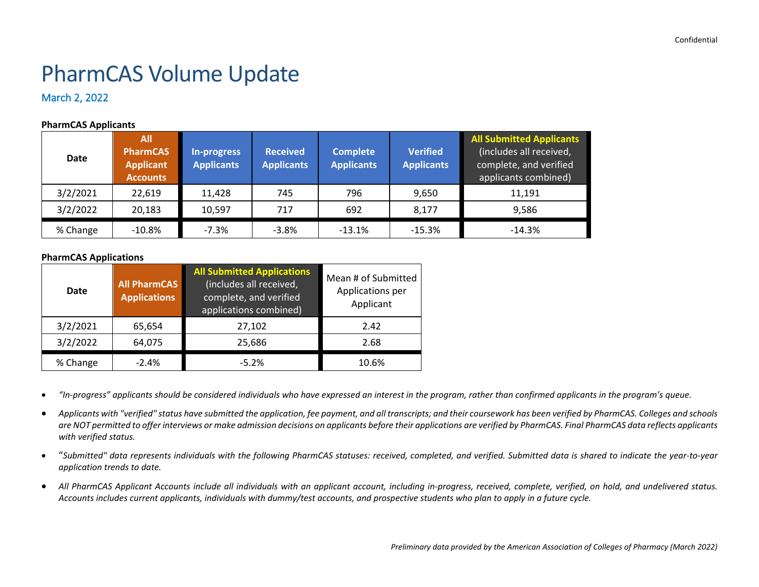Confidential

# PharmCAS Volume Update

## March 2, 2022

**PharmCAS Applicants**

| Date | All PharmCAS Applicant Accounts | In-progress Applicants | Received Applicants | Complete Applicants | Verified Applicants | All Submitted Applicants (includes all received, complete, and verified applicants combined) |
|---|---|---|---|---|---|---|
| 3/2/2021 | 22,619 | 11,428 | 745 | 796 | 9,650 | 11,191 |
| 3/2/2022 | 20,183 | 10,597 | 717 | 692 | 8,177 | 9,586 |
| % Change | -10.8% | -7.3% | -3.8% | -13.1% | -15.3% | -14.3% |

**PharmCAS Applications**

| Date | All PharmCAS Applications | All Submitted Applications (includes all received, complete, and verified applications combined) | Mean # of Submitted Applications per Applicant |
|---|---|---|---|
| 3/2/2021 | 65,654 | 27,102 | 2.42 |
| 3/2/2022 | 64,075 | 25,686 | 2.68 |
| % Change | -2.4% | -5.2% | 10.6% |

- *"In-progress" applicants should be considered individuals who have expressed an interest in the program, rather than confirmed applicants in the program's queue.*
- *Applicants with "verified" status have submitted the application, fee payment, and all transcripts; and their coursework has been verified by PharmCAS. Colleges and schools are NOT permitted to offer interviews or make admission decisions on applicants before their applications are verified by PharmCAS. Final PharmCAS data reflects applicants with verified status.*
- *"Submitted" data represents individuals with the following PharmCAS statuses: received, completed, and verified. Submitted data is shared to indicate the year-to-year application trends to date.*
- *All PharmCAS Applicant Accounts include all individuals with an applicant account, including in-progress, received, complete, verified, on hold, and undelivered status. Accounts includes current applicants, individuals with dummy/test accounts, and prospective students who plan to apply in a future cycle.*

*Preliminary data provided by the American Association of Colleges of Pharmacy (March 2022)*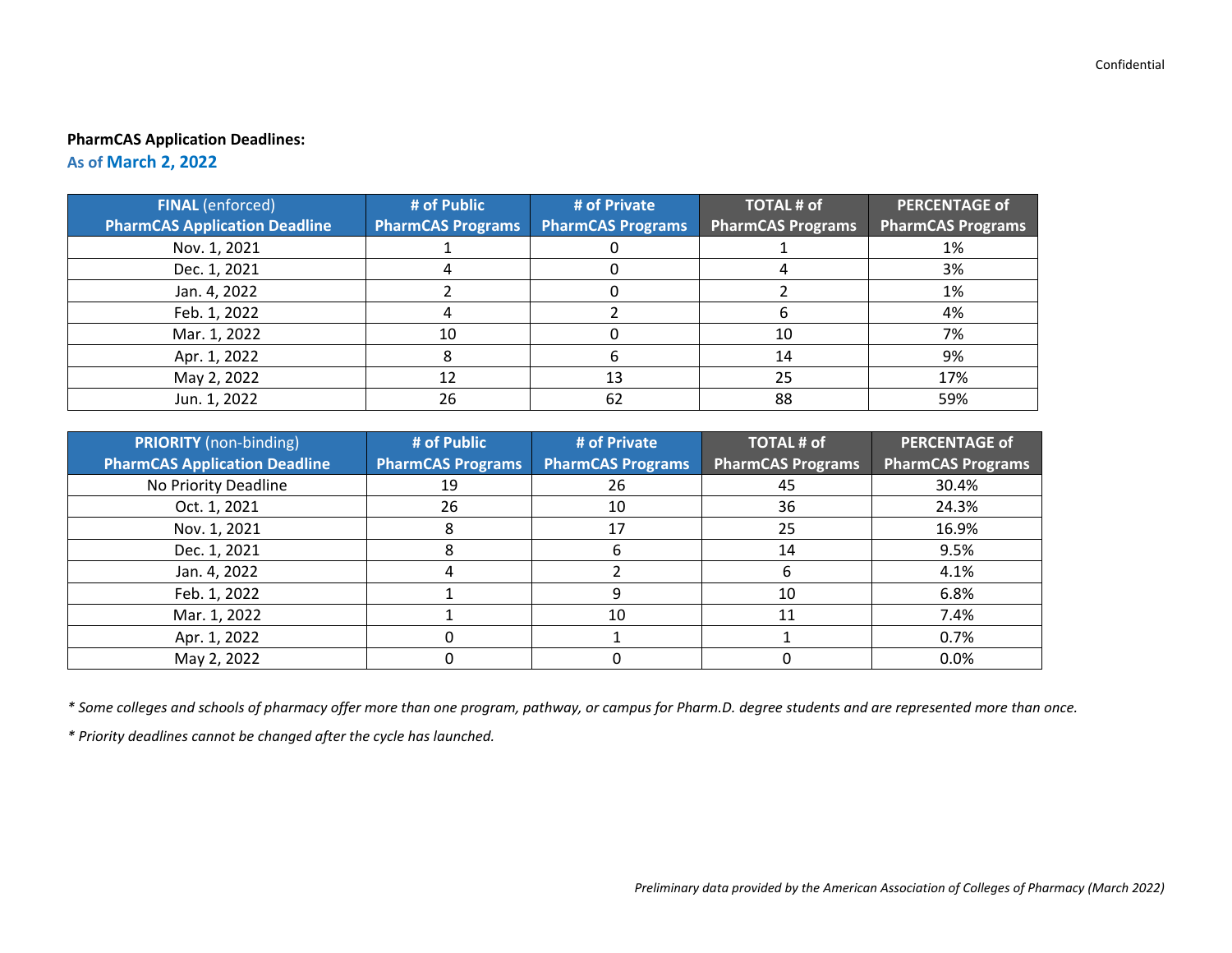**PharmCAS Application Deadlines:**

As of **March 2, 2022**

| **FINAL** (enforced) **PharmCAS Application Deadline** | **# of Public PharmCAS Programs** | **# of Private PharmCAS Programs** | **TOTAL # of PharmCAS Programs** | **PERCENTAGE of PharmCAS Programs** |
|---|---|---|---|---|
| Nov. 1, 2021 | 1 | 0 | 1 | 1% |
| Dec. 1, 2021 | 4 | 0 | 4 | 3% |
| Jan. 4, 2022 | 2 | 0 | 2 | 1% |
| Feb. 1, 2022 | 4 | 2 | 6 | 4% |
| Mar. 1, 2022 | 10 | 0 | 10 | 7% |
| Apr. 1, 2022 | 8 | 6 | 14 | 9% |
| May 2, 2022 | 12 | 13 | 25 | 17% |
| Jun. 1, 2022 | 26 | 62 | 88 | 59% |

| **PRIORITY** (non-binding) **PharmCAS Application Deadline** | **# of Public PharmCAS Programs** | **# of Private PharmCAS Programs** | **TOTAL # of PharmCAS Programs** | **PERCENTAGE of PharmCAS Programs** |
|---|---|---|---|---|
| No Priority Deadline | 19 | 26 | 45 | 30.4% |
| Oct. 1, 2021 | 26 | 10 | 36 | 24.3% |
| Nov. 1, 2021 | 8 | 17 | 25 | 16.9% |
| Dec. 1, 2021 | 8 | 6 | 14 | 9.5% |
| Jan. 4, 2022 | 4 | 2 | 6 | 4.1% |
| Feb. 1, 2022 | 1 | 9 | 10 | 6.8% |
| Mar. 1, 2022 | 1 | 10 | 11 | 7.4% |
| Apr. 1, 2022 | 0 | 1 | 1 | 0.7% |
| May 2, 2022 | 0 | 0 | 0 | 0.0% |

*\* Some colleges and schools of pharmacy offer more than one program, pathway, or campus for Pharm.D. degree students and are represented more than once.*

*\* Priority deadlines cannot be changed after the cycle has launched.*

*Preliminary data provided by the American Association of Colleges of Pharmacy (March 2022)*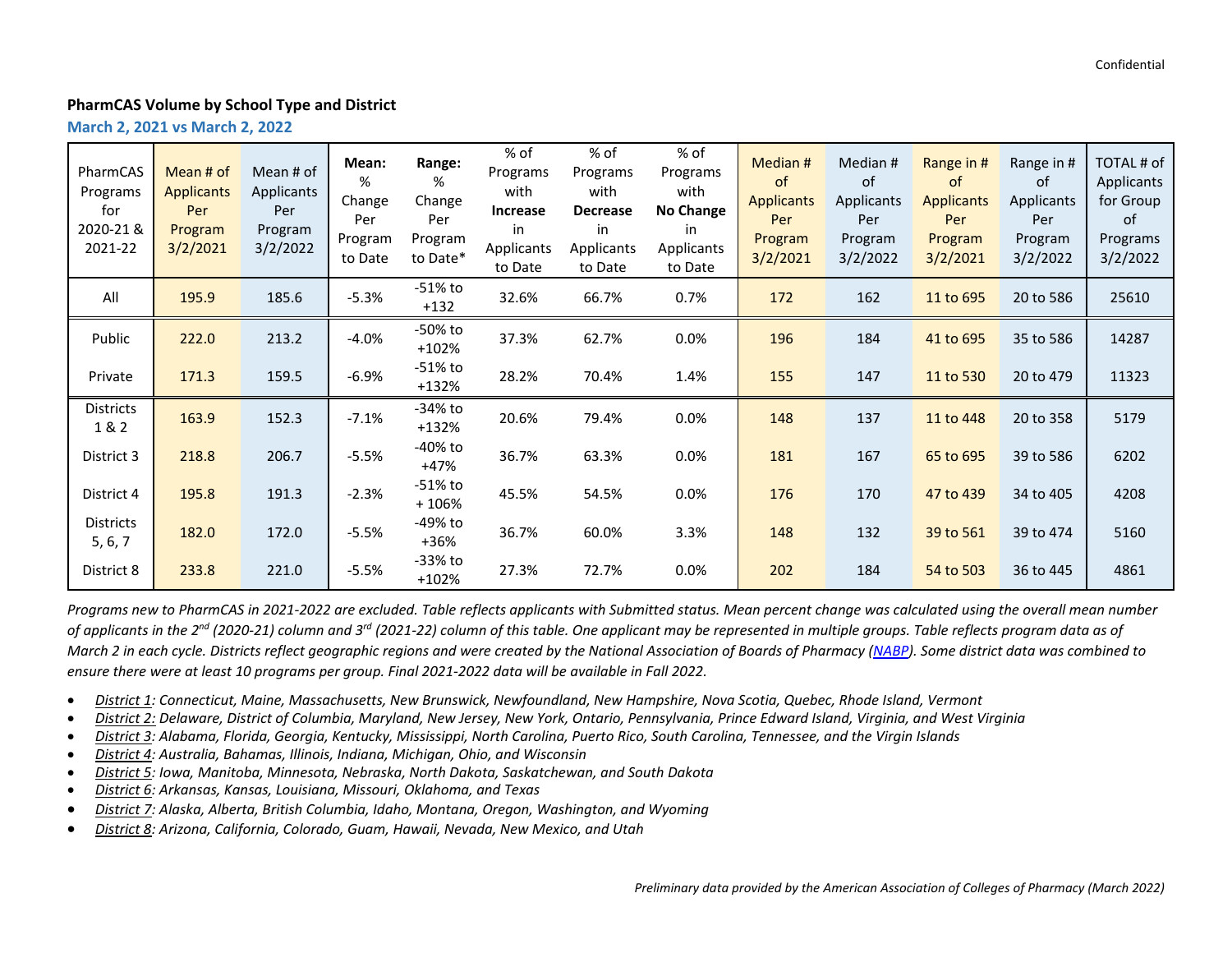Confidential

**PharmCAS Volume by School Type and District**

**March 2, 2021 vs March 2, 2022**

| PharmCAS Programs for 2020-21 & 2021-22 | Mean # of Applicants Per Program 3/2/2021 | Mean # of Applicants Per Program 3/2/2022 | **Mean:** % Change Per Program to Date | **Range:** % Change Per Program to Date* | % of Programs with **Increase** in Applicants to Date | % of Programs with **Decrease** in Applicants to Date | % of Programs with **No Change** in Applicants to Date | Median # of Applicants Per Program 3/2/2021 | Median # of Applicants Per Program 3/2/2022 | Range in # of Applicants Per Program 3/2/2021 | Range in # of Applicants Per Program 3/2/2022 | TOTAL # of Applicants for Group of Programs 3/2/2022 |
|---|---|---|---|---|---|---|---|---|---|---|---|---|
| All | 195.9 | 185.6 | -5.3% | -51% to +132 | 32.6% | 66.7% | 0.7% | 172 | 162 | 11 to 695 | 20 to 586 | 25610 |
| Public | 222.0 | 213.2 | -4.0% | -50% to +102% | 37.3% | 62.7% | 0.0% | 196 | 184 | 41 to 695 | 35 to 586 | 14287 |
| Private | 171.3 | 159.5 | -6.9% | -51% to +132% | 28.2% | 70.4% | 1.4% | 155 | 147 | 11 to 530 | 20 to 479 | 11323 |
| Districts 1 & 2 | 163.9 | 152.3 | -7.1% | -34% to +132% | 20.6% | 79.4% | 0.0% | 148 | 137 | 11 to 448 | 20 to 358 | 5179 |
| District 3 | 218.8 | 206.7 | -5.5% | -40% to +47% | 36.7% | 63.3% | 0.0% | 181 | 167 | 65 to 695 | 39 to 586 | 6202 |
| District 4 | 195.8 | 191.3 | -2.3% | -51% to + 106% | 45.5% | 54.5% | 0.0% | 176 | 170 | 47 to 439 | 34 to 405 | 4208 |
| Districts 5, 6, 7 | 182.0 | 172.0 | -5.5% | -49% to +36% | 36.7% | 60.0% | 3.3% | 148 | 132 | 39 to 561 | 39 to 474 | 5160 |
| District 8 | 233.8 | 221.0 | -5.5% | -33% to +102% | 27.3% | 72.7% | 0.0% | 202 | 184 | 54 to 503 | 36 to 445 | 4861 |

*Programs new to PharmCAS in 2021-2022 are excluded. Table reflects applicants with Submitted status. Mean percent change was calculated using the overall mean number of applicants in the 2nd (2020-21) column and 3rd (2021-22) column of this table. One applicant may be represented in multiple groups. Table reflects program data as of March 2 in each cycle. Districts reflect geographic regions and were created by the National Association of Boards of Pharmacy (NABP). Some district data was combined to ensure there were at least 10 programs per group. Final 2021-2022 data will be available in Fall 2022.*

- *District 1: Connecticut, Maine, Massachusetts, New Brunswick, Newfoundland, New Hampshire, Nova Scotia, Quebec, Rhode Island, Vermont*
- *District 2: Delaware, District of Columbia, Maryland, New Jersey, New York, Ontario, Pennsylvania, Prince Edward Island, Virginia, and West Virginia*
- *District 3: Alabama, Florida, Georgia, Kentucky, Mississippi, North Carolina, Puerto Rico, South Carolina, Tennessee, and the Virgin Islands*
- *District 4: Australia, Bahamas, Illinois, Indiana, Michigan, Ohio, and Wisconsin*
- *District 5: Iowa, Manitoba, Minnesota, Nebraska, North Dakota, Saskatchewan, and South Dakota*
- *District 6: Arkansas, Kansas, Louisiana, Missouri, Oklahoma, and Texas*
- *District 7: Alaska, Alberta, British Columbia, Idaho, Montana, Oregon, Washington, and Wyoming*
- *District 8: Arizona, California, Colorado, Guam, Hawaii, Nevada, New Mexico, and Utah*

*Preliminary data provided by the American Association of Colleges of Pharmacy (March 2022)*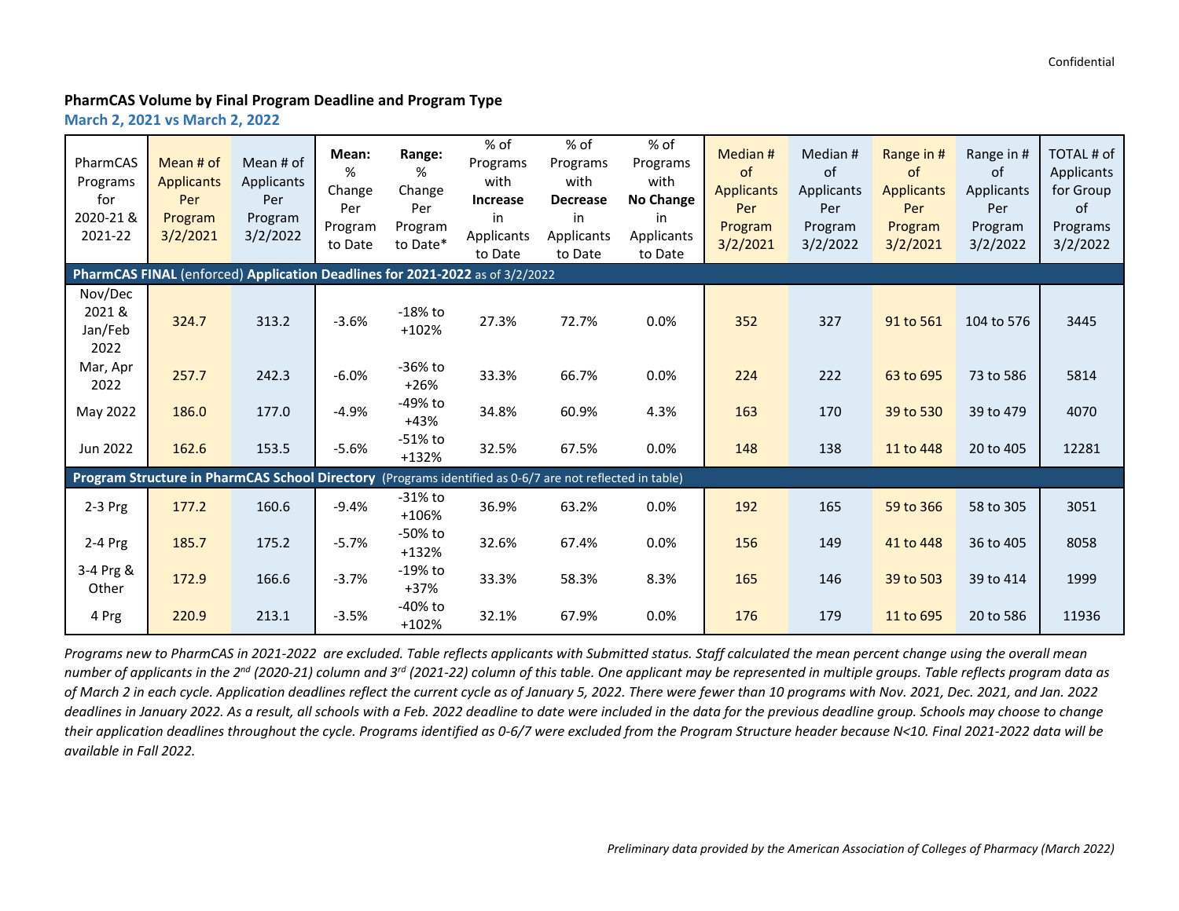Confidential

**PharmCAS Volume by Final Program Deadline and Program Type**

**March 2, 2021 vs March 2, 2022**

| PharmCAS Programs for 2020-21 & 2021-22 | Mean # of Applicants Per Program 3/2/2021 | Mean # of Applicants Per Program 3/2/2022 | **Mean:** % Change Per Program to Date | **Range:** % Change Per Program to Date* | % of Programs with **Increase** in Applicants to Date | % of Programs with **Decrease** in Applicants to Date | % of Programs with **No Change** in Applicants to Date | Median # of Applicants Per Program 3/2/2021 | Median # of Applicants Per Program 3/2/2022 | Range in # of Applicants Per Program 3/2/2021 | Range in # of Applicants Per Program 3/2/2022 | TOTAL # of Applicants for Group of Programs 3/2/2022 |
|---|---|---|---|---|---|---|---|---|---|---|---|---|
| **PharmCAS FINAL** (enforced) **Application Deadlines for 2021-2022** as of 3/2/2022 | | | | | | | | | | | | |
| Nov/Dec 2021 & Jan/Feb 2022 | 324.7 | 313.2 | -3.6% | -18% to +102% | 27.3% | 72.7% | 0.0% | 352 | 327 | 91 to 561 | 104 to 576 | 3445 |
| Mar, Apr 2022 | 257.7 | 242.3 | -6.0% | -36% to +26% | 33.3% | 66.7% | 0.0% | 224 | 222 | 63 to 695 | 73 to 586 | 5814 |
| May 2022 | 186.0 | 177.0 | -4.9% | -49% to +43% | 34.8% | 60.9% | 4.3% | 163 | 170 | 39 to 530 | 39 to 479 | 4070 |
| Jun 2022 | 162.6 | 153.5 | -5.6% | -51% to +132% | 32.5% | 67.5% | 0.0% | 148 | 138 | 11 to 448 | 20 to 405 | 12281 |
| **Program Structure in PharmCAS School Directory** (Programs identified as 0-6/7 are not reflected in table) | | | | | | | | | | | | |
| 2-3 Prg | 177.2 | 160.6 | -9.4% | -31% to +106% | 36.9% | 63.2% | 0.0% | 192 | 165 | 59 to 366 | 58 to 305 | 3051 |
| 2-4 Prg | 185.7 | 175.2 | -5.7% | -50% to +132% | 32.6% | 67.4% | 0.0% | 156 | 149 | 41 to 448 | 36 to 405 | 8058 |
| 3-4 Prg & Other | 172.9 | 166.6 | -3.7% | -19% to +37% | 33.3% | 58.3% | 8.3% | 165 | 146 | 39 to 503 | 39 to 414 | 1999 |
| 4 Prg | 220.9 | 213.1 | -3.5% | -40% to +102% | 32.1% | 67.9% | 0.0% | 176 | 179 | 11 to 695 | 20 to 586 | 11936 |

*Programs new to PharmCAS in 2021-2022 are excluded. Table reflects applicants with Submitted status. Staff calculated the mean percent change using the overall mean number of applicants in the 2nd (2020-21) column and 3rd (2021-22) column of this table. One applicant may be represented in multiple groups. Table reflects program data as of March 2 in each cycle. Application deadlines reflect the current cycle as of January 5, 2022. There were fewer than 10 programs with Nov. 2021, Dec. 2021, and Jan. 2022 deadlines in January 2022. As a result, all schools with a Feb. 2022 deadline to date were included in the data for the previous deadline group. Schools may choose to change their application deadlines throughout the cycle. Programs identified as 0-6/7 were excluded from the Program Structure header because N<10. Final 2021-2022 data will be available in Fall 2022.*

*Preliminary data provided by the American Association of Colleges of Pharmacy (March 2022)*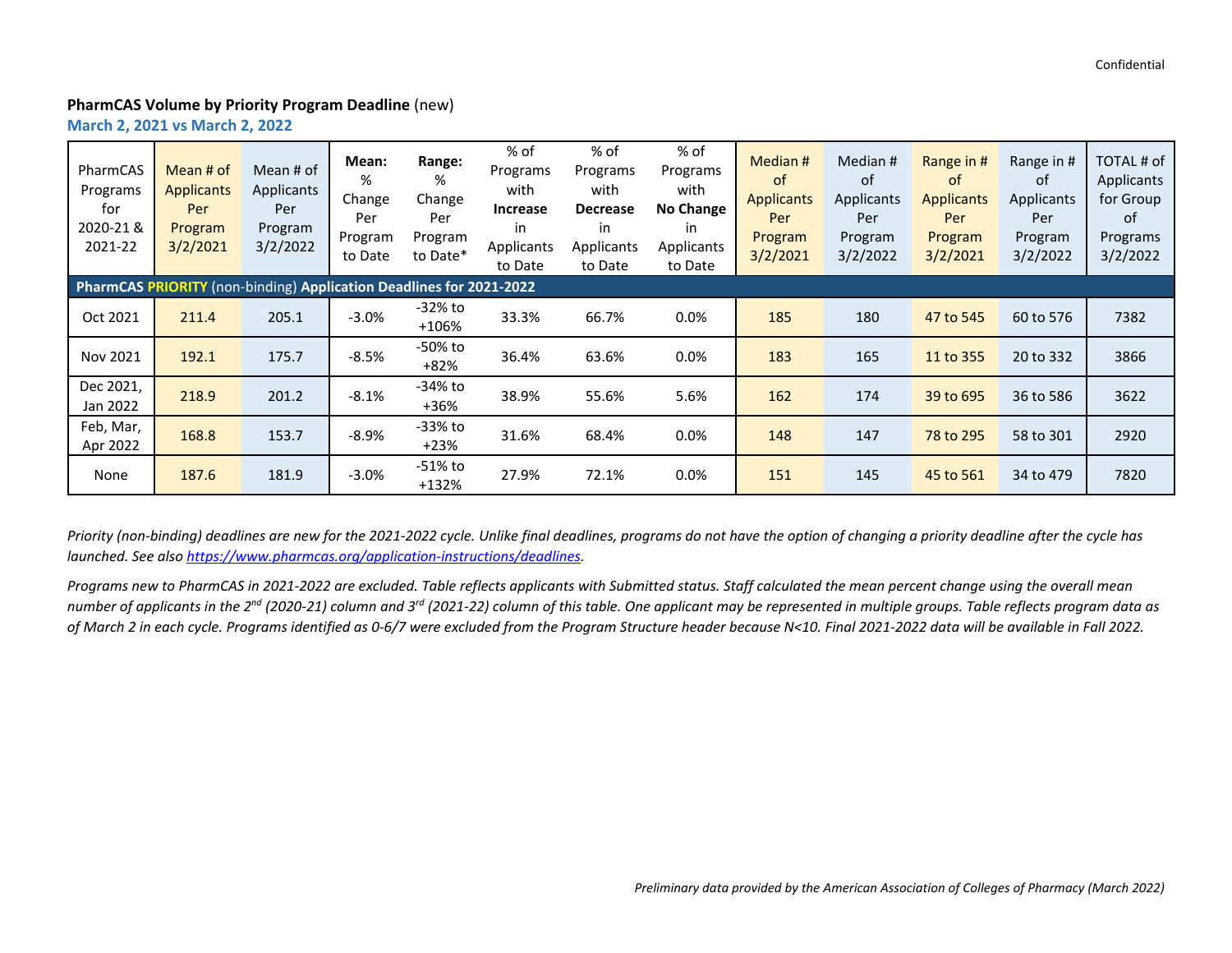Confidential

**PharmCAS Volume by Priority Program Deadline** (new)

**March 2, 2021 vs March 2, 2022**

| PharmCAS Programs for 2020-21 & 2021-22 | Mean # of Applicants Per Program 3/2/2021 | Mean # of Applicants Per Program 3/2/2022 | **Mean:** % Change Per Program to Date | **Range:** % Change Per Program to Date* | % of Programs with **Increase** in Applicants to Date | % of Programs with **Decrease** in Applicants to Date | % of Programs with **No Change** in Applicants to Date | Median # of Applicants Per Program 3/2/2021 | Median # of Applicants Per Program 3/2/2022 | Range in # of Applicants Per Program 3/2/2021 | Range in # of Applicants Per Program 3/2/2022 | TOTAL # of Applicants for Group of Programs 3/2/2022 |
|---|---|---|---|---|---|---|---|---|---|---|---|---|
| **PharmCAS PRIORITY (non-binding) Application Deadlines for 2021-2022** | | | | | | | | | | | | |
| Oct 2021 | 211.4 | 205.1 | -3.0% | -32% to +106% | 33.3% | 66.7% | 0.0% | 185 | 180 | 47 to 545 | 60 to 576 | 7382 |
| Nov 2021 | 192.1 | 175.7 | -8.5% | -50% to +82% | 36.4% | 63.6% | 0.0% | 183 | 165 | 11 to 355 | 20 to 332 | 3866 |
| Dec 2021, Jan 2022 | 218.9 | 201.2 | -8.1% | -34% to +36% | 38.9% | 55.6% | 5.6% | 162 | 174 | 39 to 695 | 36 to 586 | 3622 |
| Feb, Mar, Apr 2022 | 168.8 | 153.7 | -8.9% | -33% to +23% | 31.6% | 68.4% | 0.0% | 148 | 147 | 78 to 295 | 58 to 301 | 2920 |
| None | 187.6 | 181.9 | -3.0% | -51% to +132% | 27.9% | 72.1% | 0.0% | 151 | 145 | 45 to 561 | 34 to 479 | 7820 |

*Priority (non-binding) deadlines are new for the 2021-2022 cycle. Unlike final deadlines, programs do not have the option of changing a priority deadline after the cycle has launched. See also https://www.pharmcas.org/application-instructions/deadlines.*

*Programs new to PharmCAS in 2021-2022 are excluded. Table reflects applicants with Submitted status. Staff calculated the mean percent change using the overall mean number of applicants in the 2nd (2020-21) column and 3rd (2021-22) column of this table. One applicant may be represented in multiple groups. Table reflects program data as of March 2 in each cycle. Programs identified as 0-6/7 were excluded from the Program Structure header because N<10. Final 2021-2022 data will be available in Fall 2022.*

*Preliminary data provided by the American Association of Colleges of Pharmacy (March 2022)*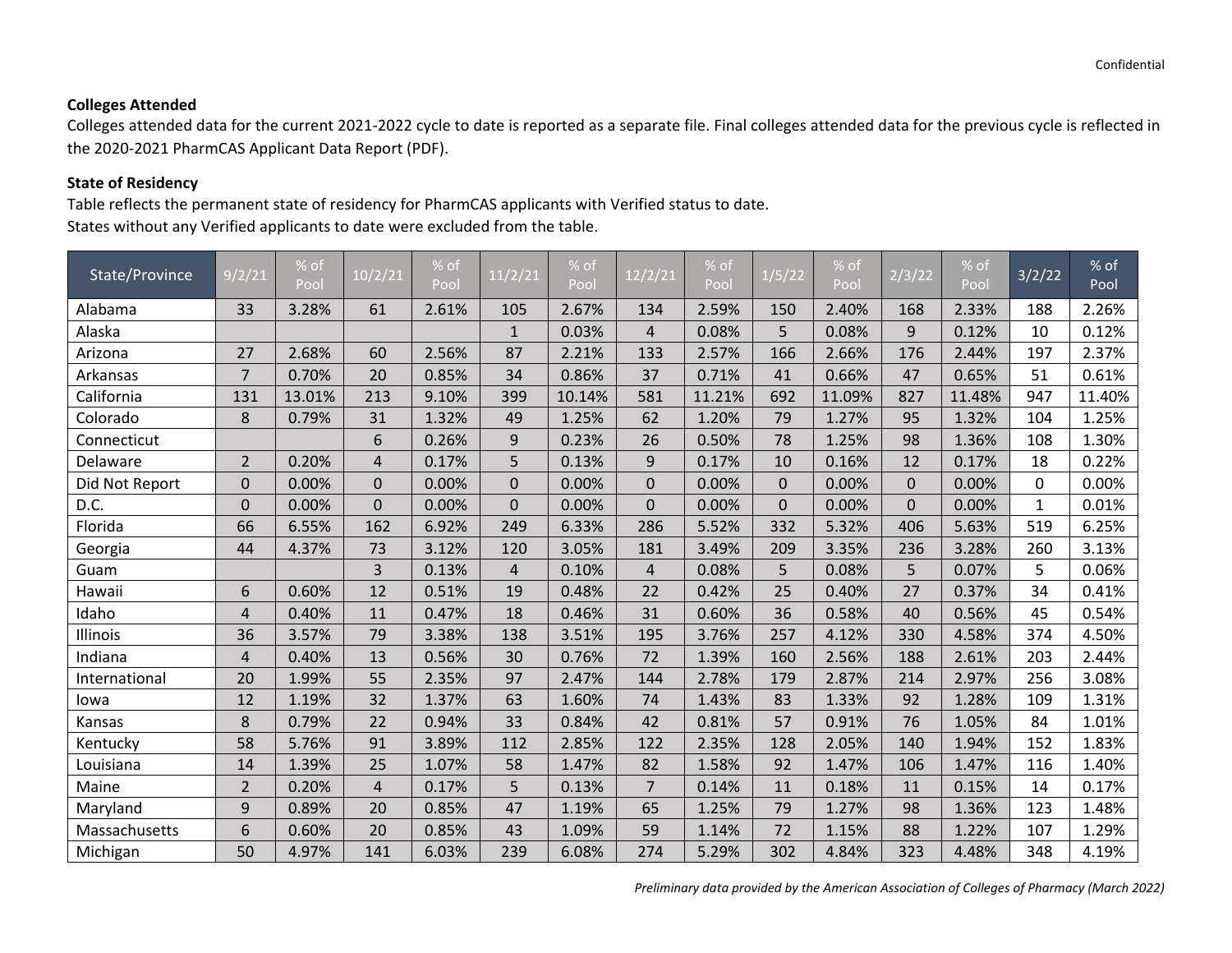### Colleges Attended

Colleges attended data for the current 2021-2022 cycle to date is reported as a separate file. Final colleges attended data for the previous cycle is reflected in the 2020-2021 PharmCAS Applicant Data Report (PDF).

### State of Residency

Table reflects the permanent state of residency for PharmCAS applicants with Verified status to date.
States without any Verified applicants to date were excluded from the table.

| State/Province | 9/2/21 | % of Pool | 10/2/21 | % of Pool | 11/2/21 | % of Pool | 12/2/21 | % of Pool | 1/5/22 | % of Pool | 2/3/22 | % of Pool | 3/2/22 | % of Pool |
|---|---|---|---|---|---|---|---|---|---|---|---|---|---|---|
| Alabama | 33 | 3.28% | 61 | 2.61% | 105 | 2.67% | 134 | 2.59% | 150 | 2.40% | 168 | 2.33% | 188 | 2.26% |
| Alaska | | | | | 1 | 0.03% | 4 | 0.08% | 5 | 0.08% | 9 | 0.12% | 10 | 0.12% |
| Arizona | 27 | 2.68% | 60 | 2.56% | 87 | 2.21% | 133 | 2.57% | 166 | 2.66% | 176 | 2.44% | 197 | 2.37% |
| Arkansas | 7 | 0.70% | 20 | 0.85% | 34 | 0.86% | 37 | 0.71% | 41 | 0.66% | 47 | 0.65% | 51 | 0.61% |
| California | 131 | 13.01% | 213 | 9.10% | 399 | 10.14% | 581 | 11.21% | 692 | 11.09% | 827 | 11.48% | 947 | 11.40% |
| Colorado | 8 | 0.79% | 31 | 1.32% | 49 | 1.25% | 62 | 1.20% | 79 | 1.27% | 95 | 1.32% | 104 | 1.25% |
| Connecticut | | | 6 | 0.26% | 9 | 0.23% | 26 | 0.50% | 78 | 1.25% | 98 | 1.36% | 108 | 1.30% |
| Delaware | 2 | 0.20% | 4 | 0.17% | 5 | 0.13% | 9 | 0.17% | 10 | 0.16% | 12 | 0.17% | 18 | 0.22% |
| Did Not Report | 0 | 0.00% | 0 | 0.00% | 0 | 0.00% | 0 | 0.00% | 0 | 0.00% | 0 | 0.00% | 0 | 0.00% |
| D.C. | 0 | 0.00% | 0 | 0.00% | 0 | 0.00% | 0 | 0.00% | 0 | 0.00% | 0 | 0.00% | 1 | 0.01% |
| Florida | 66 | 6.55% | 162 | 6.92% | 249 | 6.33% | 286 | 5.52% | 332 | 5.32% | 406 | 5.63% | 519 | 6.25% |
| Georgia | 44 | 4.37% | 73 | 3.12% | 120 | 3.05% | 181 | 3.49% | 209 | 3.35% | 236 | 3.28% | 260 | 3.13% |
| Guam | | | 3 | 0.13% | 4 | 0.10% | 4 | 0.08% | 5 | 0.08% | 5 | 0.07% | 5 | 0.06% |
| Hawaii | 6 | 0.60% | 12 | 0.51% | 19 | 0.48% | 22 | 0.42% | 25 | 0.40% | 27 | 0.37% | 34 | 0.41% |
| Idaho | 4 | 0.40% | 11 | 0.47% | 18 | 0.46% | 31 | 0.60% | 36 | 0.58% | 40 | 0.56% | 45 | 0.54% |
| Illinois | 36 | 3.57% | 79 | 3.38% | 138 | 3.51% | 195 | 3.76% | 257 | 4.12% | 330 | 4.58% | 374 | 4.50% |
| Indiana | 4 | 0.40% | 13 | 0.56% | 30 | 0.76% | 72 | 1.39% | 160 | 2.56% | 188 | 2.61% | 203 | 2.44% |
| International | 20 | 1.99% | 55 | 2.35% | 97 | 2.47% | 144 | 2.78% | 179 | 2.87% | 214 | 2.97% | 256 | 3.08% |
| Iowa | 12 | 1.19% | 32 | 1.37% | 63 | 1.60% | 74 | 1.43% | 83 | 1.33% | 92 | 1.28% | 109 | 1.31% |
| Kansas | 8 | 0.79% | 22 | 0.94% | 33 | 0.84% | 42 | 0.81% | 57 | 0.91% | 76 | 1.05% | 84 | 1.01% |
| Kentucky | 58 | 5.76% | 91 | 3.89% | 112 | 2.85% | 122 | 2.35% | 128 | 2.05% | 140 | 1.94% | 152 | 1.83% |
| Louisiana | 14 | 1.39% | 25 | 1.07% | 58 | 1.47% | 82 | 1.58% | 92 | 1.47% | 106 | 1.47% | 116 | 1.40% |
| Maine | 2 | 0.20% | 4 | 0.17% | 5 | 0.13% | 7 | 0.14% | 11 | 0.18% | 11 | 0.15% | 14 | 0.17% |
| Maryland | 9 | 0.89% | 20 | 0.85% | 47 | 1.19% | 65 | 1.25% | 79 | 1.27% | 98 | 1.36% | 123 | 1.48% |
| Massachusetts | 6 | 0.60% | 20 | 0.85% | 43 | 1.09% | 59 | 1.14% | 72 | 1.15% | 88 | 1.22% | 107 | 1.29% |
| Michigan | 50 | 4.97% | 141 | 6.03% | 239 | 6.08% | 274 | 5.29% | 302 | 4.84% | 323 | 4.48% | 348 | 4.19% |

*Preliminary data provided by the American Association of Colleges of Pharmacy (March 2022)*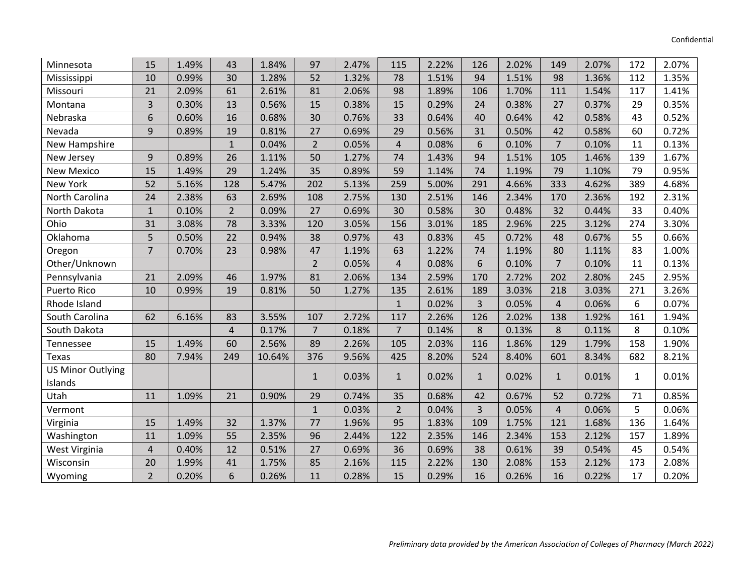| | | | | | | | | | | | | | | |
|---|---|---|---|---|---|---|---|---|---|---|---|---|---|---|
| Minnesota | 15 | 1.49% | 43 | 1.84% | 97 | 2.47% | 115 | 2.22% | 126 | 2.02% | 149 | 2.07% | 172 | 2.07% |
| Mississippi | 10 | 0.99% | 30 | 1.28% | 52 | 1.32% | 78 | 1.51% | 94 | 1.51% | 98 | 1.36% | 112 | 1.35% |
| Missouri | 21 | 2.09% | 61 | 2.61% | 81 | 2.06% | 98 | 1.89% | 106 | 1.70% | 111 | 1.54% | 117 | 1.41% |
| Montana | 3 | 0.30% | 13 | 0.56% | 15 | 0.38% | 15 | 0.29% | 24 | 0.38% | 27 | 0.37% | 29 | 0.35% |
| Nebraska | 6 | 0.60% | 16 | 0.68% | 30 | 0.76% | 33 | 0.64% | 40 | 0.64% | 42 | 0.58% | 43 | 0.52% |
| Nevada | 9 | 0.89% | 19 | 0.81% | 27 | 0.69% | 29 | 0.56% | 31 | 0.50% | 42 | 0.58% | 60 | 0.72% |
| New Hampshire | | | 1 | 0.04% | 2 | 0.05% | 4 | 0.08% | 6 | 0.10% | 7 | 0.10% | 11 | 0.13% |
| New Jersey | 9 | 0.89% | 26 | 1.11% | 50 | 1.27% | 74 | 1.43% | 94 | 1.51% | 105 | 1.46% | 139 | 1.67% |
| New Mexico | 15 | 1.49% | 29 | 1.24% | 35 | 0.89% | 59 | 1.14% | 74 | 1.19% | 79 | 1.10% | 79 | 0.95% |
| New York | 52 | 5.16% | 128 | 5.47% | 202 | 5.13% | 259 | 5.00% | 291 | 4.66% | 333 | 4.62% | 389 | 4.68% |
| North Carolina | 24 | 2.38% | 63 | 2.69% | 108 | 2.75% | 130 | 2.51% | 146 | 2.34% | 170 | 2.36% | 192 | 2.31% |
| North Dakota | 1 | 0.10% | 2 | 0.09% | 27 | 0.69% | 30 | 0.58% | 30 | 0.48% | 32 | 0.44% | 33 | 0.40% |
| Ohio | 31 | 3.08% | 78 | 3.33% | 120 | 3.05% | 156 | 3.01% | 185 | 2.96% | 225 | 3.12% | 274 | 3.30% |
| Oklahoma | 5 | 0.50% | 22 | 0.94% | 38 | 0.97% | 43 | 0.83% | 45 | 0.72% | 48 | 0.67% | 55 | 0.66% |
| Oregon | 7 | 0.70% | 23 | 0.98% | 47 | 1.19% | 63 | 1.22% | 74 | 1.19% | 80 | 1.11% | 83 | 1.00% |
| Other/Unknown | | | | | 2 | 0.05% | 4 | 0.08% | 6 | 0.10% | 7 | 0.10% | 11 | 0.13% |
| Pennsylvania | 21 | 2.09% | 46 | 1.97% | 81 | 2.06% | 134 | 2.59% | 170 | 2.72% | 202 | 2.80% | 245 | 2.95% |
| Puerto Rico | 10 | 0.99% | 19 | 0.81% | 50 | 1.27% | 135 | 2.61% | 189 | 3.03% | 218 | 3.03% | 271 | 3.26% |
| Rhode Island | | | | | | | 1 | 0.02% | 3 | 0.05% | 4 | 0.06% | 6 | 0.07% |
| South Carolina | 62 | 6.16% | 83 | 3.55% | 107 | 2.72% | 117 | 2.26% | 126 | 2.02% | 138 | 1.92% | 161 | 1.94% |
| South Dakota | | | 4 | 0.17% | 7 | 0.18% | 7 | 0.14% | 8 | 0.13% | 8 | 0.11% | 8 | 0.10% |
| Tennessee | 15 | 1.49% | 60 | 2.56% | 89 | 2.26% | 105 | 2.03% | 116 | 1.86% | 129 | 1.79% | 158 | 1.90% |
| Texas | 80 | 7.94% | 249 | 10.64% | 376 | 9.56% | 425 | 8.20% | 524 | 8.40% | 601 | 8.34% | 682 | 8.21% |
| US Minor Outlying Islands | | | | | 1 | 0.03% | 1 | 0.02% | 1 | 0.02% | 1 | 0.01% | 1 | 0.01% |
| Utah | 11 | 1.09% | 21 | 0.90% | 29 | 0.74% | 35 | 0.68% | 42 | 0.67% | 52 | 0.72% | 71 | 0.85% |
| Vermont | | | | | 1 | 0.03% | 2 | 0.04% | 3 | 0.05% | 4 | 0.06% | 5 | 0.06% |
| Virginia | 15 | 1.49% | 32 | 1.37% | 77 | 1.96% | 95 | 1.83% | 109 | 1.75% | 121 | 1.68% | 136 | 1.64% |
| Washington | 11 | 1.09% | 55 | 2.35% | 96 | 2.44% | 122 | 2.35% | 146 | 2.34% | 153 | 2.12% | 157 | 1.89% |
| West Virginia | 4 | 0.40% | 12 | 0.51% | 27 | 0.69% | 36 | 0.69% | 38 | 0.61% | 39 | 0.54% | 45 | 0.54% |
| Wisconsin | 20 | 1.99% | 41 | 1.75% | 85 | 2.16% | 115 | 2.22% | 130 | 2.08% | 153 | 2.12% | 173 | 2.08% |
| Wyoming | 2 | 0.20% | 6 | 0.26% | 11 | 0.28% | 15 | 0.29% | 16 | 0.26% | 16 | 0.22% | 17 | 0.20% |

*Preliminary data provided by the American Association of Colleges of Pharmacy (March 2022)*